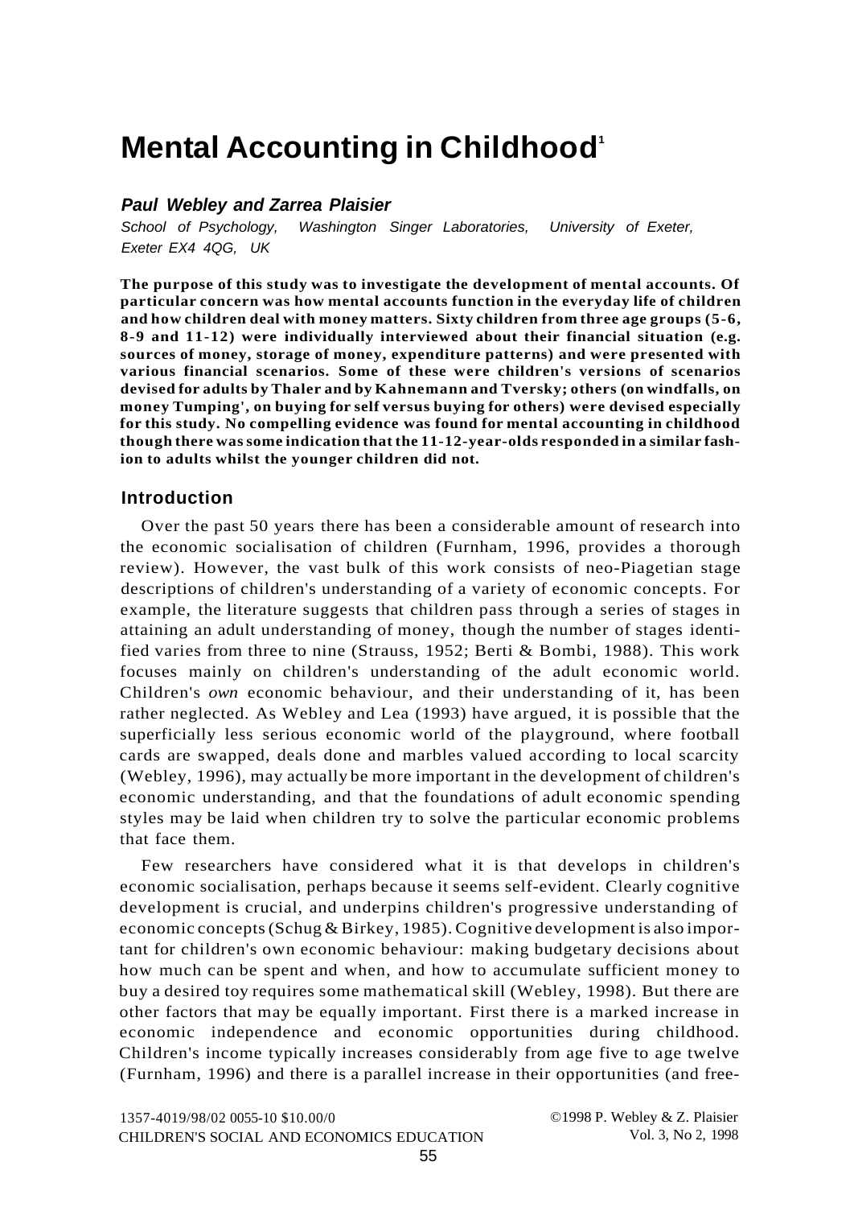# Mental Accounting in Childhood[1]

***Paul Webley and Zarrea Plaisier***

*School of Psychology, Washington Singer Laboratories, University of Exeter, Exeter EX4 4QG, UK*

**The purpose of this study was to investigate the development of mental accounts. Of particular concern was how mental accounts function in the everyday life of children and how children deal with money matters. Sixty children from three age groups (5-6, 8-9 and 11-12) were individually interviewed about their financial situation (e.g. sources of money, storage of money, expenditure patterns) and were presented with various financial scenarios. Some of these were children's versions of scenarios devised for adults by Thaler and by Kahnemann and Tversky; others (on windfalls, on money Tumping', on buying for self versus buying for others) were devised especially for this study. No compelling evidence was found for mental accounting in childhood though there was some indication that the 11-12-year-olds responded in a similar fashion to adults whilst the younger children did not.**

## Introduction

Over the past 50 years there has been a considerable amount of research into the economic socialisation of children (Furnham, 1996, provides a thorough review). However, the vast bulk of this work consists of neo-Piagetian stage descriptions of children's understanding of a variety of economic concepts. For example, the literature suggests that children pass through a series of stages in attaining an adult understanding of money, though the number of stages identified varies from three to nine (Strauss, 1952; Berti & Bombi, 1988). This work focuses mainly on children's understanding of the adult economic world. Children's *own* economic behaviour, and their understanding of it, has been rather neglected. As Webley and Lea (1993) have argued, it is possible that the superficially less serious economic world of the playground, where football cards are swapped, deals done and marbles valued according to local scarcity (Webley, 1996), may actually be more important in the development of children's economic understanding, and that the foundations of adult economic spending styles may be laid when children try to solve the particular economic problems that face them.

Few researchers have considered what it is that develops in children's economic socialisation, perhaps because it seems self-evident. Clearly cognitive development is crucial, and underpins children's progressive understanding of economic concepts (Schug & Birkey, 1985). Cognitive development is also important for children's own economic behaviour: making budgetary decisions about how much can be spent and when, and how to accumulate sufficient money to buy a desired toy requires some mathematical skill (Webley, 1998). But there are other factors that may be equally important. First there is a marked increase in economic independence and economic opportunities during childhood. Children's income typically increases considerably from age five to age twelve (Furnham, 1996) and there is a parallel increase in their opportunities (and free-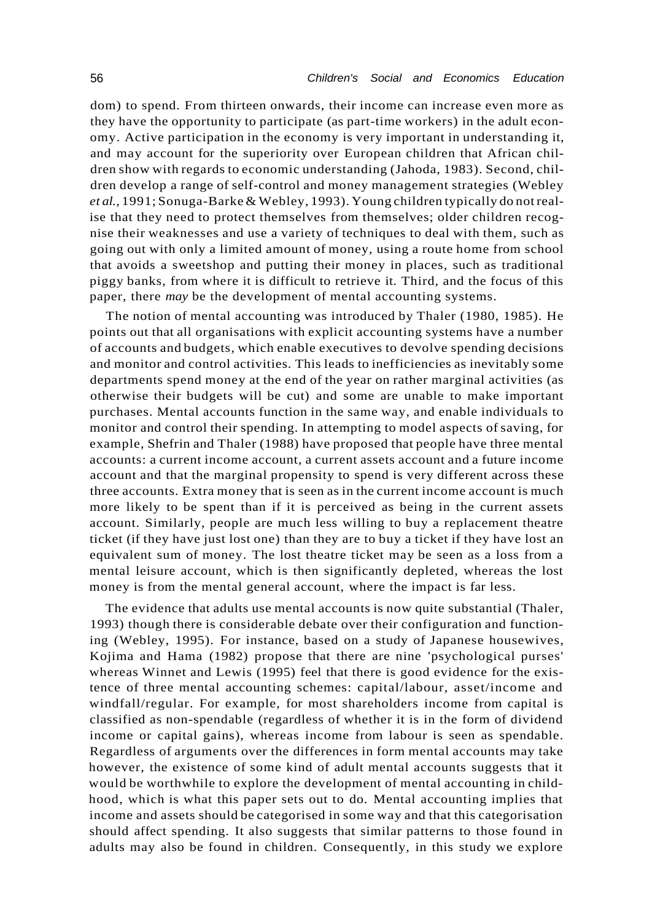dom) to spend. From thirteen onwards, their income can increase even more as they have the opportunity to participate (as part-time workers) in the adult economy. Active participation in the economy is very important in understanding it, and may account for the superiority over European children that African children show with regards to economic understanding (Jahoda, 1983). Second, children develop a range of self-control and money management strategies (Webley *et al.,* 1991; Sonuga-Barke & Webley, 1993). Young children typically do not realise that they need to protect themselves from themselves; older children recognise their weaknesses and use a variety of techniques to deal with them, such as going out with only a limited amount of money, using a route home from school that avoids a sweetshop and putting their money in places, such as traditional piggy banks, from where it is difficult to retrieve it. Third, and the focus of this paper, there *may* be the development of mental accounting systems.

The notion of mental accounting was introduced by Thaler (1980, 1985). He points out that all organisations with explicit accounting systems have a number of accounts and budgets, which enable executives to devolve spending decisions and monitor and control activities. This leads to inefficiencies as inevitably some departments spend money at the end of the year on rather marginal activities (as otherwise their budgets will be cut) and some are unable to make important purchases. Mental accounts function in the same way, and enable individuals to monitor and control their spending. In attempting to model aspects of saving, for example, Shefrin and Thaler (1988) have proposed that people have three mental accounts: a current income account, a current assets account and a future income account and that the marginal propensity to spend is very different across these three accounts. Extra money that is seen as in the current income account is much more likely to be spent than if it is perceived as being in the current assets account. Similarly, people are much less willing to buy a replacement theatre ticket (if they have just lost one) than they are to buy a ticket if they have lost an equivalent sum of money. The lost theatre ticket may be seen as a loss from a mental leisure account, which is then significantly depleted, whereas the lost money is from the mental general account, where the impact is far less.

The evidence that adults use mental accounts is now quite substantial (Thaler, 1993) though there is considerable debate over their configuration and functioning (Webley, 1995). For instance, based on a study of Japanese housewives, Kojima and Hama (1982) propose that there are nine 'psychological purses' whereas Winnet and Lewis (1995) feel that there is good evidence for the existence of three mental accounting schemes: capital/labour, asset/income and windfall/regular. For example, for most shareholders income from capital is classified as non-spendable (regardless of whether it is in the form of dividend income or capital gains), whereas income from labour is seen as spendable. Regardless of arguments over the differences in form mental accounts may take however, the existence of some kind of adult mental accounts suggests that it would be worthwhile to explore the development of mental accounting in childhood, which is what this paper sets out to do. Mental accounting implies that income and assets should be categorised in some way and that this categorisation should affect spending. It also suggests that similar patterns to those found in adults may also be found in children. Consequently, in this study we explore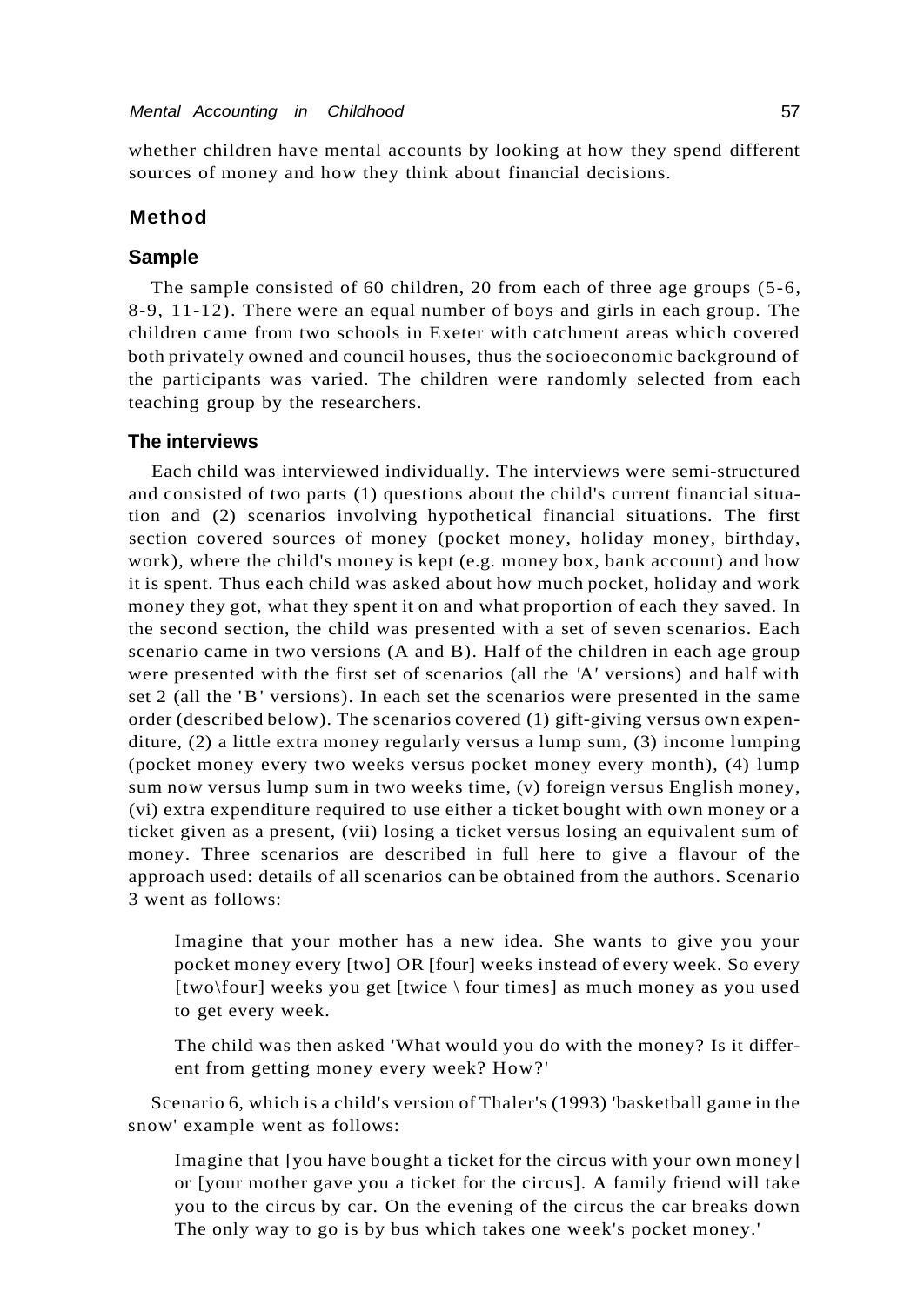whether children have mental accounts by looking at how they spend different sources of money and how they think about financial decisions.

## Method

### Sample

The sample consisted of 60 children, 20 from each of three age groups (5-6, 8-9, 11-12). There were an equal number of boys and girls in each group. The children came from two schools in Exeter with catchment areas which covered both privately owned and council houses, thus the socioeconomic background of the participants was varied. The children were randomly selected from each teaching group by the researchers.

### The interviews

Each child was interviewed individually. The interviews were semi-structured and consisted of two parts (1) questions about the child's current financial situation and (2) scenarios involving hypothetical financial situations. The first section covered sources of money (pocket money, holiday money, birthday, work), where the child's money is kept (e.g. money box, bank account) and how it is spent. Thus each child was asked about how much pocket, holiday and work money they got, what they spent it on and what proportion of each they saved. In the second section, the child was presented with a set of seven scenarios. Each scenario came in two versions (A and B). Half of the children in each age group were presented with the first set of scenarios (all the 'A' versions) and half with set 2 (all the 'B' versions). In each set the scenarios were presented in the same order (described below). The scenarios covered (1) gift-giving versus own expenditure, (2) a little extra money regularly versus a lump sum, (3) income lumping (pocket money every two weeks versus pocket money every month), (4) lump sum now versus lump sum in two weeks time, (v) foreign versus English money, (vi) extra expenditure required to use either a ticket bought with own money or a ticket given as a present, (vii) losing a ticket versus losing an equivalent sum of money. Three scenarios are described in full here to give a flavour of the approach used: details of all scenarios can be obtained from the authors. Scenario 3 went as follows:

> Imagine that your mother has a new idea. She wants to give you your pocket money every [two] OR [four] weeks instead of every week. So every [two\four] weeks you get [twice \ four times] as much money as you used to get every week.
>
> The child was then asked 'What would you do with the money? Is it different from getting money every week? How?'

Scenario 6, which is a child's version of Thaler's (1993) 'basketball game in the snow' example went as follows:

> Imagine that [you have bought a ticket for the circus with your own money] or [your mother gave you a ticket for the circus]. A family friend will take you to the circus by car. On the evening of the circus the car breaks down The only way to go is by bus which takes one week's pocket money.'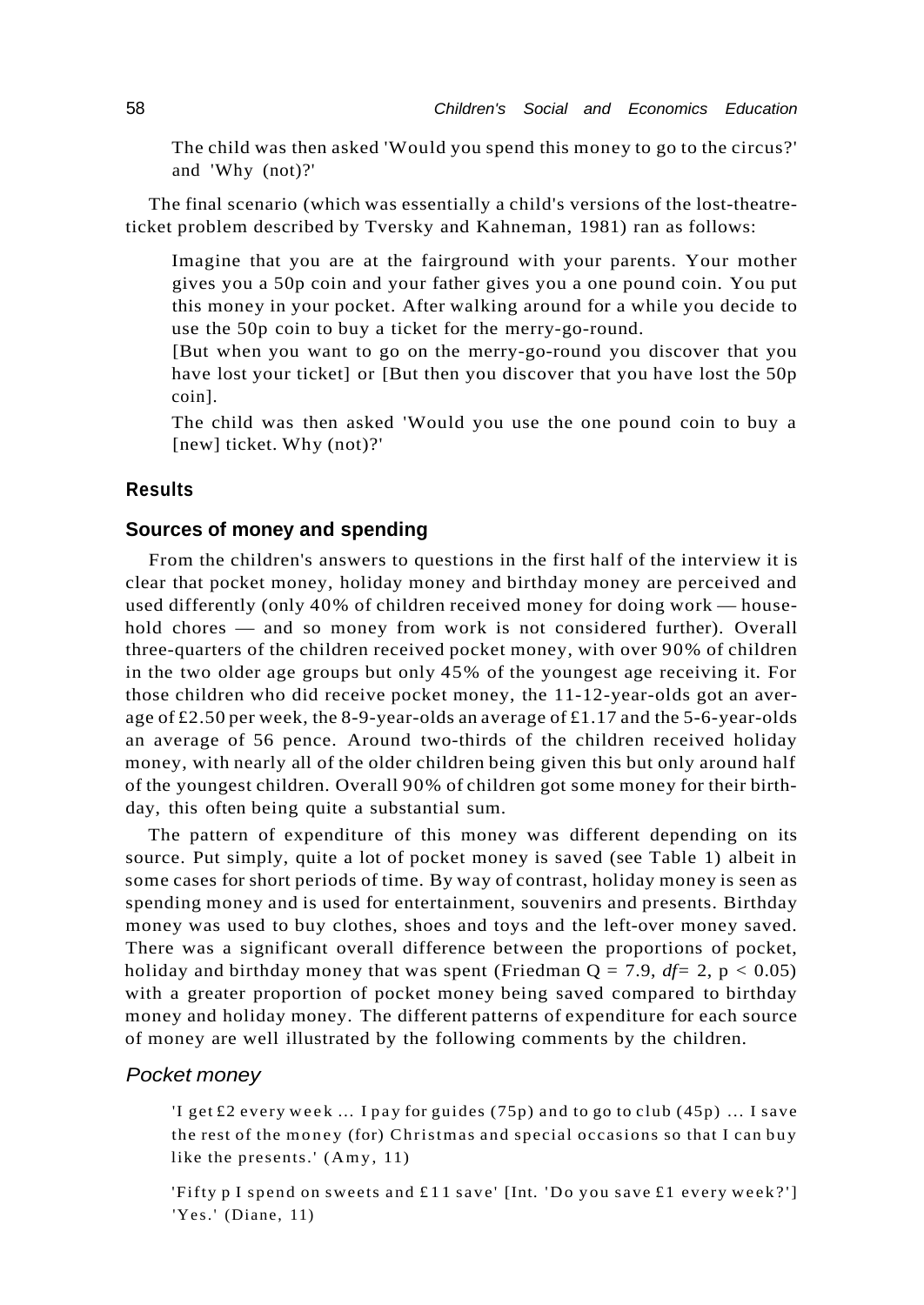The child was then asked 'Would you spend this money to go to the circus?' and 'Why (not)?'

The final scenario (which was essentially a child's versions of the lost-theatre-ticket problem described by Tversky and Kahneman, 1981) ran as follows:

> Imagine that you are at the fairground with your parents. Your mother gives you a 50p coin and your father gives you a one pound coin. You put this money in your pocket. After walking around for a while you decide to use the 50p coin to buy a ticket for the merry-go-round.
>
> [But when you want to go on the merry-go-round you discover that you have lost your ticket] or [But then you discover that you have lost the 50p coin].
>
> The child was then asked 'Would you use the one pound coin to buy a [new] ticket. Why (not)?'

## Results

### Sources of money and spending

From the children's answers to questions in the first half of the interview it is clear that pocket money, holiday money and birthday money are perceived and used differently (only 40% of children received money for doing work — household chores — and so money from work is not considered further). Overall three-quarters of the children received pocket money, with over 90% of children in the two older age groups but only 45% of the youngest age receiving it. For those children who did receive pocket money, the 11-12-year-olds got an average of £2.50 per week, the 8-9-year-olds an average of £1.17 and the 5-6-year-olds an average of 56 pence. Around two-thirds of the children received holiday money, with nearly all of the older children being given this but only around half of the youngest children. Overall 90% of children got some money for their birthday, this often being quite a substantial sum.

The pattern of expenditure of this money was different depending on its source. Put simply, quite a lot of pocket money is saved (see Table 1) albeit in some cases for short periods of time. By way of contrast, holiday money is seen as spending money and is used for entertainment, souvenirs and presents. Birthday money was used to buy clothes, shoes and toys and the left-over money saved. There was a significant overall difference between the proportions of pocket, holiday and birthday money that was spent (Friedman $Q = 7.9$, $df = 2$, $p < 0.05$) with a greater proportion of pocket money being saved compared to birthday money and holiday money. The different patterns of expenditure for each source of money are well illustrated by the following comments by the children.

#### *Pocket money*

> 'I get £2 every week ... I pay for guides (75p) and to go to club (45p) ... I save the rest of the money (for) Christmas and special occasions so that I can buy like the presents.' (Amy, 11)

> 'Fifty p I spend on sweets and £11 save' [Int. 'Do you save £1 every week?'] 'Yes.' (Diane, 11)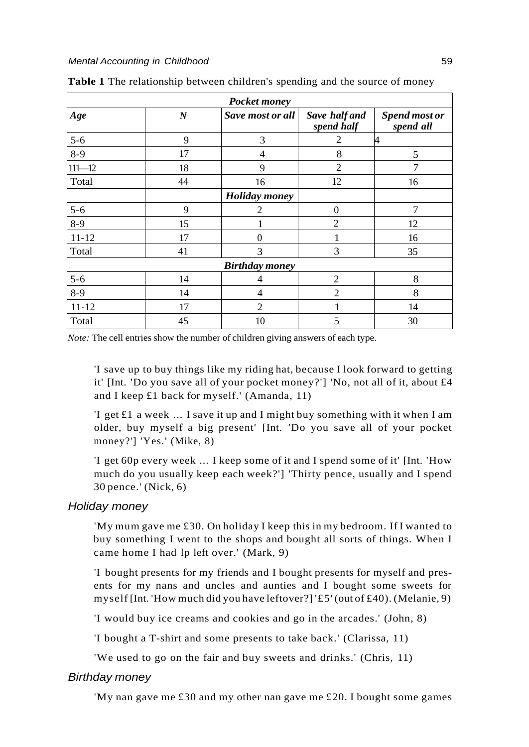**Table 1** The relationship between children's spending and the source of money

| Age | N | Save most or all | Save half and spend half | Spend most or spend all |
|---|---|---|---|---|
| *Pocket money* | | | | |
| 5-6 | 9 | 3 | 2 | 4 |
| 8-9 | 17 | 4 | 8 | 5 |
| 111—12 | 18 | 9 | 2 | 7 |
| Total | 44 | 16 | 12 | 16 |
| *Holiday money* | | | | |
| 5-6 | 9 | 2 | 0 | 7 |
| 8-9 | 15 | 1 | 2 | 12 |
| 11-12 | 17 | 0 | 1 | 16 |
| Total | 41 | 3 | 3 | 35 |
| *Birthday money* | | | | |
| 5-6 | 14 | 4 | 2 | 8 |
| 8-9 | 14 | 4 | 2 | 8 |
| 11-12 | 17 | 2 | 1 | 14 |
| Total | 45 | 10 | 5 | 30 |

*Note:* The cell entries show the number of children giving answers of each type.

'I save up to buy things like my riding hat, because I look forward to getting it' [Int. 'Do you save all of your pocket money?'] 'No, not all of it, about £4 and I keep £1 back for myself.' (Amanda, 11)

'I get £1 a week ... I save it up and I might buy something with it when I am older, buy myself a big present' [Int. 'Do you save all of your pocket money?'] 'Yes.' (Mike, 8)

'I get 60p every week ... I keep some of it and I spend some of it' [Int. 'How much do you usually keep each week?'] 'Thirty pence, usually and I spend 30 pence.' (Nick, 6)

### *Holiday money*

'My mum gave me £30. On holiday I keep this in my bedroom. If I wanted to buy something I went to the shops and bought all sorts of things. When I came home I had lp left over.' (Mark, 9)

'I bought presents for my friends and I bought presents for myself and presents for my nans and uncles and aunties and I bought some sweets for myself [Int. 'How much did you have leftover?] '£5' (out of £40). (Melanie, 9)

'I would buy ice creams and cookies and go in the arcades.' (John, 8)

'I bought a T-shirt and some presents to take back.' (Clarissa, 11)

'We used to go on the fair and buy sweets and drinks.' (Chris, 11)

### *Birthday money*

'My nan gave me £30 and my other nan gave me £20. I bought some games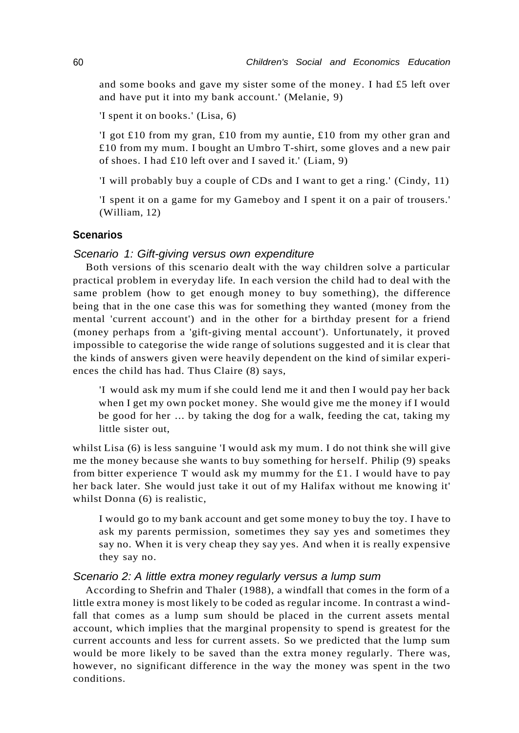and some books and gave my sister some of the money. I had £5 left over and have put it into my bank account.' (Melanie, 9)

'I spent it on books.' (Lisa, 6)

'I got £10 from my gran, £10 from my auntie, £10 from my other gran and £10 from my mum. I bought an Umbro T-shirt, some gloves and a new pair of shoes. I had £10 left over and I saved it.' (Liam, 9)

'I will probably buy a couple of CDs and I want to get a ring.' (Cindy, 11)

'I spent it on a game for my Gameboy and I spent it on a pair of trousers.' (William, 12)

## Scenarios

### *Scenario 1: Gift-giving versus own expenditure*

Both versions of this scenario dealt with the way children solve a particular practical problem in everyday life. In each version the child had to deal with the same problem (how to get enough money to buy something), the difference being that in the one case this was for something they wanted (money from the mental 'current account') and in the other for a birthday present for a friend (money perhaps from a 'gift-giving mental account'). Unfortunately, it proved impossible to categorise the wide range of solutions suggested and it is clear that the kinds of answers given were heavily dependent on the kind of similar experiences the child has had. Thus Claire (8) says,

> 'I would ask my mum if she could lend me it and then I would pay her back when I get my own pocket money. She would give me the money if I would be good for her ... by taking the dog for a walk, feeding the cat, taking my little sister out,

whilst Lisa (6) is less sanguine 'I would ask my mum. I do not think she will give me the money because she wants to buy something for herself. Philip (9) speaks from bitter experience T would ask my mummy for the £1. I would have to pay her back later. She would just take it out of my Halifax without me knowing it' whilst Donna (6) is realistic,

> I would go to my bank account and get some money to buy the toy. I have to ask my parents permission, sometimes they say yes and sometimes they say no. When it is very cheap they say yes. And when it is really expensive they say no.

### *Scenario 2: A little extra money regularly versus a lump sum*

According to Shefrin and Thaler (1988), a windfall that comes in the form of a little extra money is most likely to be coded as regular income. In contrast a windfall that comes as a lump sum should be placed in the current assets mental account, which implies that the marginal propensity to spend is greatest for the current accounts and less for current assets. So we predicted that the lump sum would be more likely to be saved than the extra money regularly. There was, however, no significant difference in the way the money was spent in the two conditions.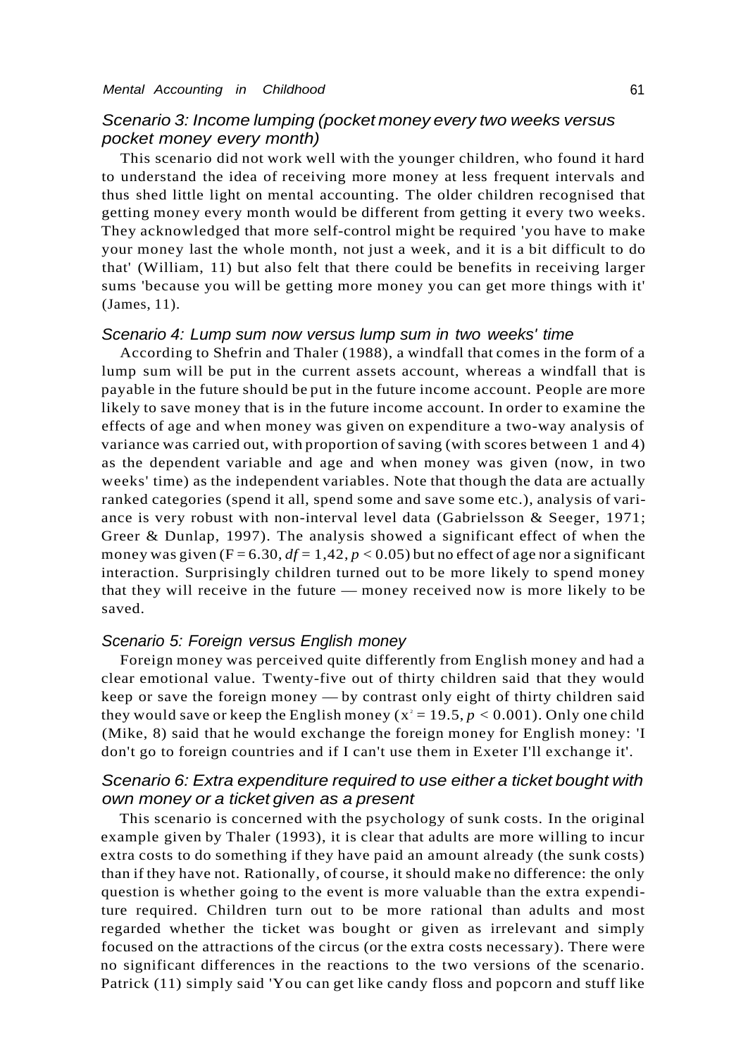### *Scenario 3: Income lumping (pocket money every two weeks versus pocket money every month)*

This scenario did not work well with the younger children, who found it hard to understand the idea of receiving more money at less frequent intervals and thus shed little light on mental accounting. The older children recognised that getting money every month would be different from getting it every two weeks. They acknowledged that more self-control might be required 'you have to make your money last the whole month, not just a week, and it is a bit difficult to do that' (William, 11) but also felt that there could be benefits in receiving larger sums 'because you will be getting more money you can get more things with it' (James, 11).

### *Scenario 4: Lump sum now versus lump sum in two weeks' time*

According to Shefrin and Thaler (1988), a windfall that comes in the form of a lump sum will be put in the current assets account, whereas a windfall that is payable in the future should be put in the future income account. People are more likely to save money that is in the future income account. In order to examine the effects of age and when money was given on expenditure a two-way analysis of variance was carried out, with proportion of saving (with scores between 1 and 4) as the dependent variable and age and when money was given (now, in two weeks' time) as the independent variables. Note that though the data are actually ranked categories (spend it all, spend some and save some etc.), analysis of variance is very robust with non-interval level data (Gabrielsson & Seeger, 1971; Greer & Dunlap, 1997). The analysis showed a significant effect of when the money was given ($F = 6.30$, $df = 1{,}42$, $p < 0.05$) but no effect of age nor a significant interaction. Surprisingly children turned out to be more likely to spend money that they will receive in the future — money received now is more likely to be saved.

### *Scenario 5: Foreign versus English money*

Foreign money was perceived quite differently from English money and had a clear emotional value. Twenty-five out of thirty children said that they would keep or save the foreign money — by contrast only eight of thirty children said they would save or keep the English money ($x^2 = 19.5$, $p < 0.001$). Only one child (Mike, 8) said that he would exchange the foreign money for English money: 'I don't go to foreign countries and if I can't use them in Exeter I'll exchange it'.

### *Scenario 6: Extra expenditure required to use either a ticket bought with own money or a ticket given as a present*

This scenario is concerned with the psychology of sunk costs. In the original example given by Thaler (1993), it is clear that adults are more willing to incur extra costs to do something if they have paid an amount already (the sunk costs) than if they have not. Rationally, of course, it should make no difference: the only question is whether going to the event is more valuable than the extra expenditure required. Children turn out to be more rational than adults and most regarded whether the ticket was bought or given as irrelevant and simply focused on the attractions of the circus (or the extra costs necessary). There were no significant differences in the reactions to the two versions of the scenario. Patrick (11) simply said 'You can get like candy floss and popcorn and stuff like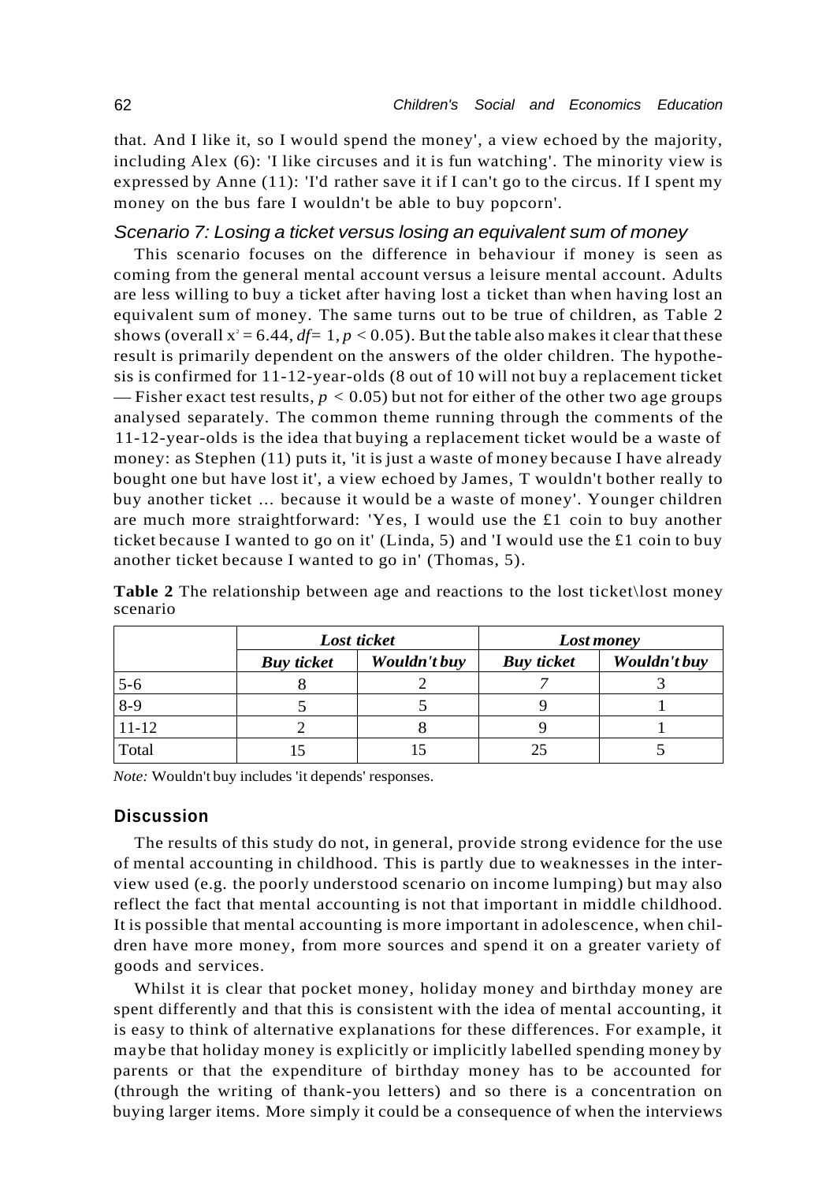that. And I like it, so I would spend the money', a view echoed by the majority, including Alex (6): 'I like circuses and it is fun watching'. The minority view is expressed by Anne (11): 'I'd rather save it if I can't go to the circus. If I spent my money on the bus fare I wouldn't be able to buy popcorn'.

### *Scenario 7: Losing a ticket versus losing an equivalent sum of money*

This scenario focuses on the difference in behaviour if money is seen as coming from the general mental account versus a leisure mental account. Adults are less willing to buy a ticket after having lost a ticket than when having lost an equivalent sum of money. The same turns out to be true of children, as Table 2 shows (overall $x^2 = 6.44$, $df = 1$, $p < 0.05$). But the table also makes it clear that these result is primarily dependent on the answers of the older children. The hypothesis is confirmed for 11-12-year-olds (8 out of 10 will not buy a replacement ticket — Fisher exact test results, $p < 0.05$) but not for either of the other two age groups analysed separately. The common theme running through the comments of the 11-12-year-olds is the idea that buying a replacement ticket would be a waste of money: as Stephen (11) puts it, 'it is just a waste of money because I have already bought one but have lost it', a view echoed by James, T wouldn't bother really to buy another ticket ... because it would be a waste of money'. Younger children are much more straightforward: 'Yes, I would use the £1 coin to buy another ticket because I wanted to go on it' (Linda, 5) and 'I would use the £1 coin to buy another ticket because I wanted to go in' (Thomas, 5).

**Table 2** The relationship between age and reactions to the lost ticket\lost money scenario

| | ***Lost ticket*** | | ***Lost money*** | |
|---|---|---|---|---|
| | ***Buy ticket*** | ***Wouldn't buy*** | ***Buy ticket*** | ***Wouldn't buy*** |
| 5-6 | 8 | 2 | 7 | 3 |
| 8-9 | 5 | 5 | 9 | 1 |
| 11-12 | 2 | 8 | 9 | 1 |
| Total | 15 | 15 | 25 | 5 |

*Note:* Wouldn't buy includes 'it depends' responses.

## Discussion

The results of this study do not, in general, provide strong evidence for the use of mental accounting in childhood. This is partly due to weaknesses in the interview used (e.g. the poorly understood scenario on income lumping) but may also reflect the fact that mental accounting is not that important in middle childhood. It is possible that mental accounting is more important in adolescence, when children have more money, from more sources and spend it on a greater variety of goods and services.

Whilst it is clear that pocket money, holiday money and birthday money are spent differently and that this is consistent with the idea of mental accounting, it is easy to think of alternative explanations for these differences. For example, it maybe that holiday money is explicitly or implicitly labelled spending money by parents or that the expenditure of birthday money has to be accounted for (through the writing of thank-you letters) and so there is a concentration on buying larger items. More simply it could be a consequence of when the interviews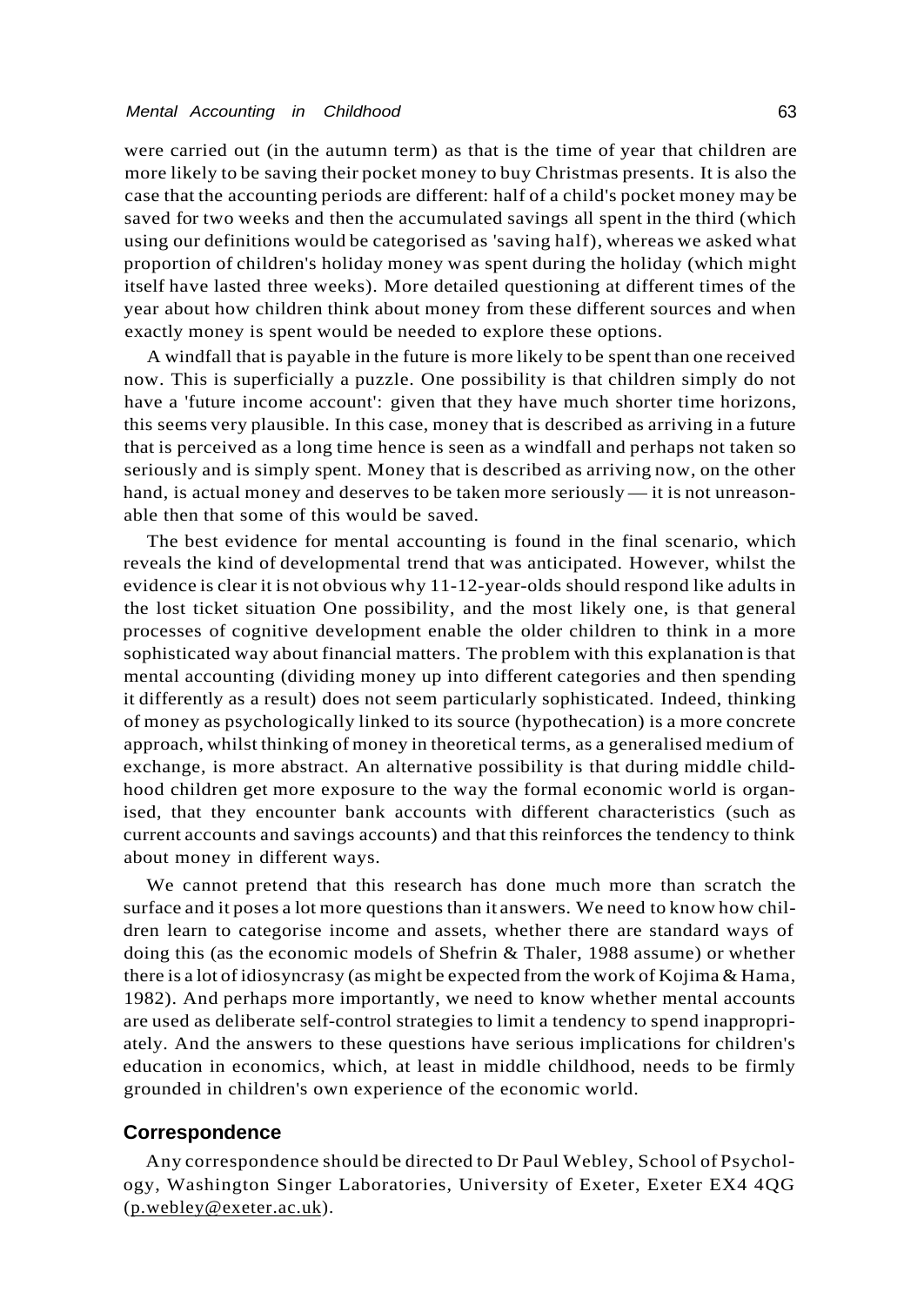were carried out (in the autumn term) as that is the time of year that children are more likely to be saving their pocket money to buy Christmas presents. It is also the case that the accounting periods are different: half of a child's pocket money may be saved for two weeks and then the accumulated savings all spent in the third (which using our definitions would be categorised as 'saving half), whereas we asked what proportion of children's holiday money was spent during the holiday (which might itself have lasted three weeks). More detailed questioning at different times of the year about how children think about money from these different sources and when exactly money is spent would be needed to explore these options.

A windfall that is payable in the future is more likely to be spent than one received now. This is superficially a puzzle. One possibility is that children simply do not have a 'future income account': given that they have much shorter time horizons, this seems very plausible. In this case, money that is described as arriving in a future that is perceived as a long time hence is seen as a windfall and perhaps not taken so seriously and is simply spent. Money that is described as arriving now, on the other hand, is actual money and deserves to be taken more seriously — it is not unreasonable then that some of this would be saved.

The best evidence for mental accounting is found in the final scenario, which reveals the kind of developmental trend that was anticipated. However, whilst the evidence is clear it is not obvious why 11-12-year-olds should respond like adults in the lost ticket situation One possibility, and the most likely one, is that general processes of cognitive development enable the older children to think in a more sophisticated way about financial matters. The problem with this explanation is that mental accounting (dividing money up into different categories and then spending it differently as a result) does not seem particularly sophisticated. Indeed, thinking of money as psychologically linked to its source (hypothecation) is a more concrete approach, whilst thinking of money in theoretical terms, as a generalised medium of exchange, is more abstract. An alternative possibility is that during middle childhood children get more exposure to the way the formal economic world is organised, that they encounter bank accounts with different characteristics (such as current accounts and savings accounts) and that this reinforces the tendency to think about money in different ways.

We cannot pretend that this research has done much more than scratch the surface and it poses a lot more questions than it answers. We need to know how children learn to categorise income and assets, whether there are standard ways of doing this (as the economic models of Shefrin & Thaler, 1988 assume) or whether there is a lot of idiosyncrasy (as might be expected from the work of Kojima & Hama, 1982). And perhaps more importantly, we need to know whether mental accounts are used as deliberate self-control strategies to limit a tendency to spend inappropriately. And the answers to these questions have serious implications for children's education in economics, which, at least in middle childhood, needs to be firmly grounded in children's own experience of the economic world.

## Correspondence

Any correspondence should be directed to Dr Paul Webley, School of Psychology, Washington Singer Laboratories, University of Exeter, Exeter EX4 4QG (p.webley@exeter.ac.uk).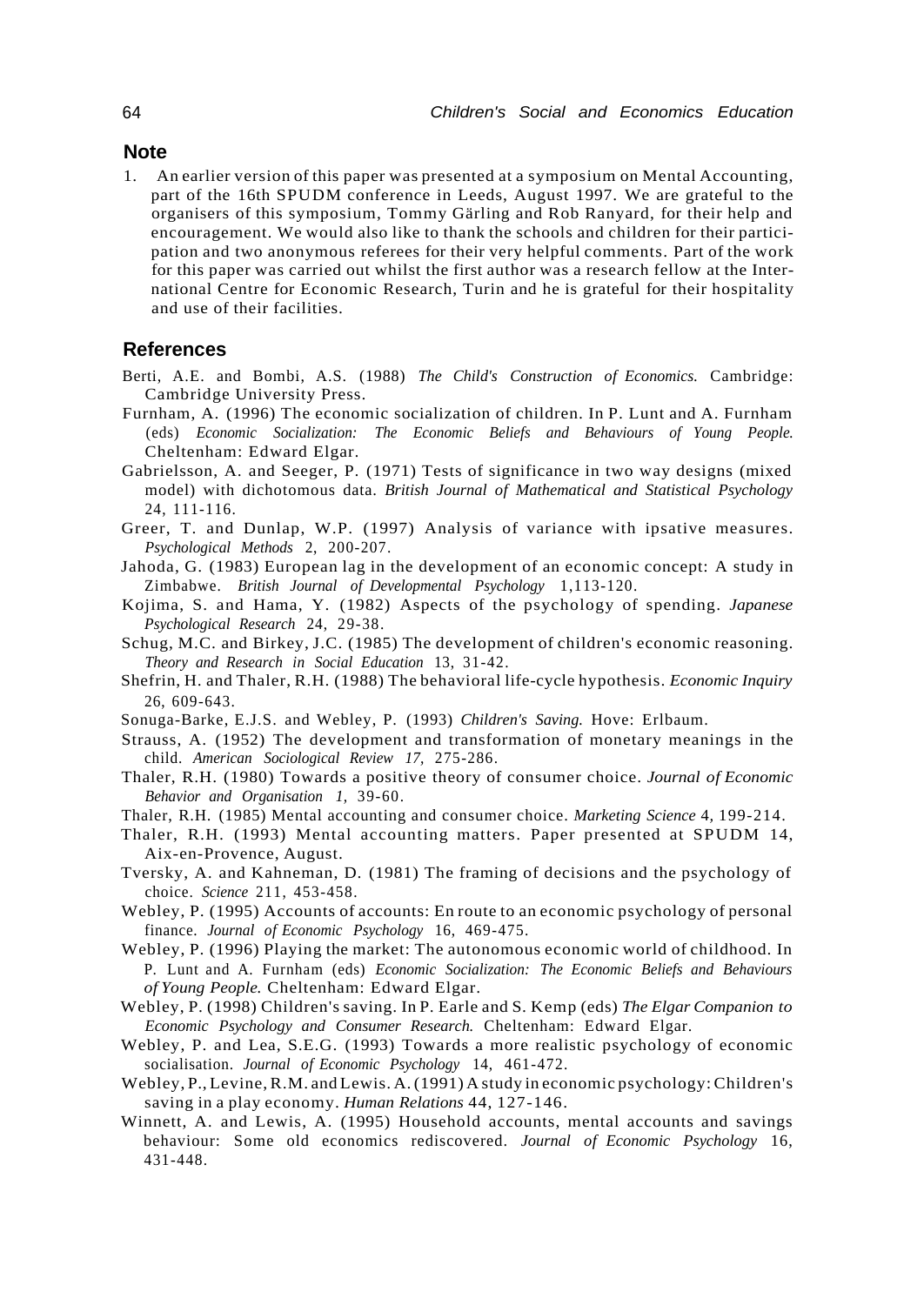## Note

1. An earlier version of this paper was presented at a symposium on Mental Accounting, part of the 16th SPUDM conference in Leeds, August 1997. We are grateful to the organisers of this symposium, Tommy Gärling and Rob Ranyard, for their help and encouragement. We would also like to thank the schools and children for their participation and two anonymous referees for their very helpful comments. Part of the work for this paper was carried out whilst the first author was a research fellow at the International Centre for Economic Research, Turin and he is grateful for their hospitality and use of their facilities.

## References

Berti, A.E. and Bombi, A.S. (1988) *The Child's Construction of Economics.* Cambridge: Cambridge University Press.

Furnham, A. (1996) The economic socialization of children. In P. Lunt and A. Furnham (eds) *Economic Socialization: The Economic Beliefs and Behaviours of Young People.* Cheltenham: Edward Elgar.

Gabrielsson, A. and Seeger, P. (1971) Tests of significance in two way designs (mixed model) with dichotomous data. *British Journal of Mathematical and Statistical Psychology* 24, 111-116.

Greer, T. and Dunlap, W.P. (1997) Analysis of variance with ipsative measures. *Psychological Methods* 2, 200-207.

Jahoda, G. (1983) European lag in the development of an economic concept: A study in Zimbabwe. *British Journal of Developmental Psychology* 1,113-120.

Kojima, S. and Hama, Y. (1982) Aspects of the psychology of spending. *Japanese Psychological Research* 24, 29-38.

Schug, M.C. and Birkey, J.C. (1985) The development of children's economic reasoning. *Theory and Research in Social Education* 13, 31-42.

Shefrin, H. and Thaler, R.H. (1988) The behavioral life-cycle hypothesis. *Economic Inquiry* 26, 609-643.

Sonuga-Barke, E.J.S. and Webley, P. (1993) *Children's Saving.* Hove: Erlbaum.

Strauss, A. (1952) The development and transformation of monetary meanings in the child. *American Sociological Review 17,* 275-286.

Thaler, R.H. (1980) Towards a positive theory of consumer choice. *Journal of Economic Behavior and Organisation 1,* 39-60.

Thaler, R.H. (1985) Mental accounting and consumer choice. *Marketing Science* 4, 199-214.

Thaler, R.H. (1993) Mental accounting matters. Paper presented at SPUDM 14, Aix-en-Provence, August.

Tversky, A. and Kahneman, D. (1981) The framing of decisions and the psychology of choice. *Science* 211, 453-458.

Webley, P. (1995) Accounts of accounts: En route to an economic psychology of personal finance. *Journal of Economic Psychology* 16, 469-475.

Webley, P. (1996) Playing the market: The autonomous economic world of childhood. In P. Lunt and A. Furnham (eds) *Economic Socialization: The Economic Beliefs and Behaviours of Young People.* Cheltenham: Edward Elgar.

Webley, P. (1998) Children's saving. In P. Earle and S. Kemp (eds) *The Elgar Companion to Economic Psychology and Consumer Research.* Cheltenham: Edward Elgar.

Webley, P. and Lea, S.E.G. (1993) Towards a more realistic psychology of economic socialisation. *Journal of Economic Psychology* 14, 461-472.

Webley, P., Levine, R.M. and Lewis. A. (1991) A study in economic psychology: Children's saving in a play economy. *Human Relations* 44, 127-146.

Winnett, A. and Lewis, A. (1995) Household accounts, mental accounts and savings behaviour: Some old economics rediscovered. *Journal of Economic Psychology* 16, 431-448.